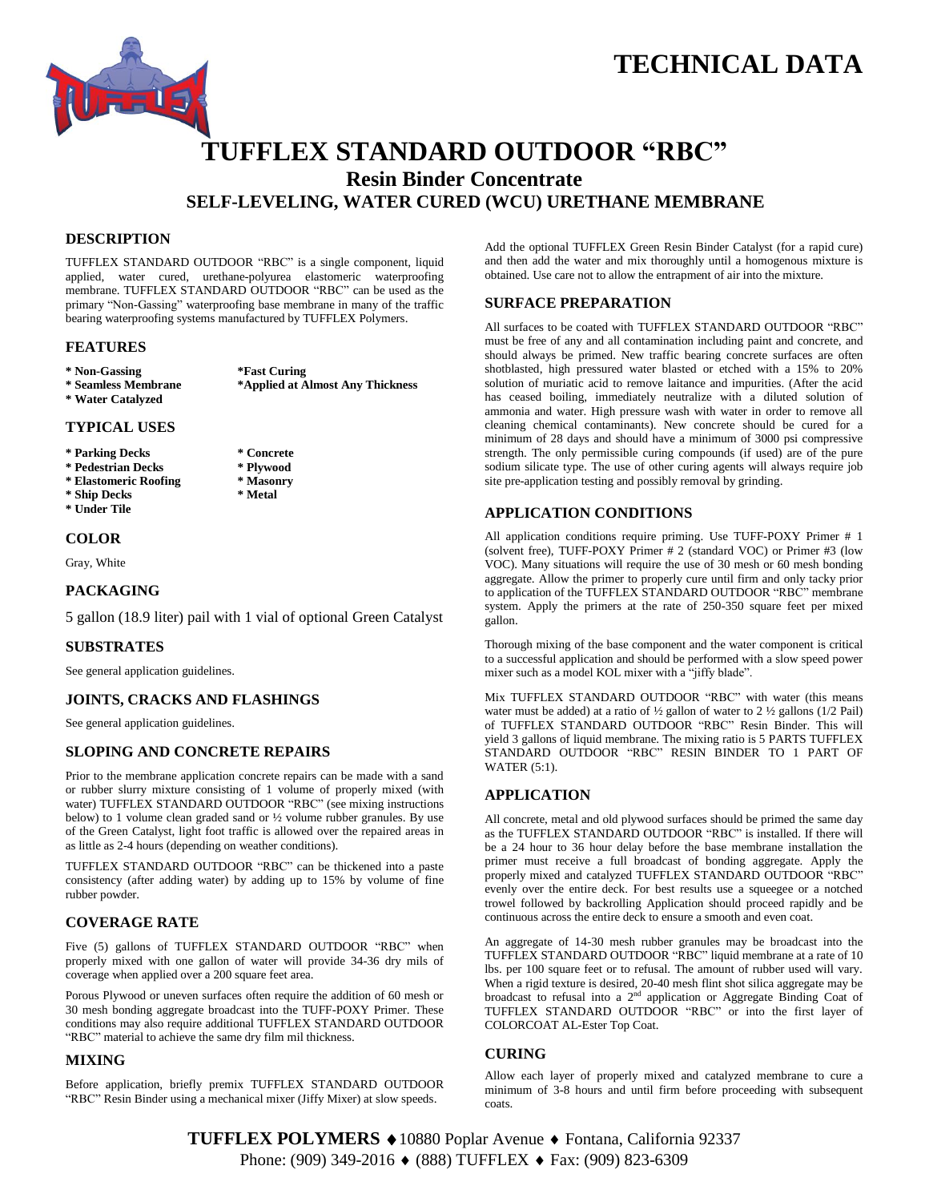# TECHNICAL DATA

# TUFFLEX STANDARD OUTDOOR "RBC"

## Resin Binder Concentrate

## SELF-LEVELING, WATER CURED (WCU) URETHANE MEMBRANE

### DESCRIPTION

TUFFLEX STANDARD OUTDOOR "RBC" is a single component, liquid applied, water cured, urethane-polyurea elastomeric waterproofing membrane. TUFFLEX STANDARD OUTDOOR "RBC" can be used as the primary "Non-Gassing" waterproofing base membrane in many of the traffic bearing waterproofing systems manufactured by TUFFLEX Polymers.

### FEATURES

**\* Non-Gassing**
**\* Seamless Membrane**
**\* Water Catalyzed**
**\*Fast Curing**
**\*Applied at Almost Any Thickness**

### TYPICAL USES

**\* Parking Decks**
**\* Pedestrian Decks**
**\* Elastomeric Roofing**
**\* Ship Decks**
**\* Under Tile**
**\* Concrete**
**\* Plywood**
**\* Masonry**
**\* Metal**

### COLOR

Gray, White

### PACKAGING

5 gallon (18.9 liter) pail with 1 vial of optional Green Catalyst

### SUBSTRATES

See general application guidelines.

### JOINTS, CRACKS AND FLASHINGS

See general application guidelines.

### SLOPING AND CONCRETE REPAIRS

Prior to the membrane application concrete repairs can be made with a sand or rubber slurry mixture consisting of 1 volume of properly mixed (with water) TUFFLEX STANDARD OUTDOOR "RBC" (see mixing instructions below) to 1 volume clean graded sand or ½ volume rubber granules. By use of the Green Catalyst, light foot traffic is allowed over the repaired areas in as little as 2-4 hours (depending on weather conditions).

TUFFLEX STANDARD OUTDOOR "RBC" can be thickened into a paste consistency (after adding water) by adding up to 15% by volume of fine rubber powder.

### COVERAGE RATE

Five (5) gallons of TUFFLEX STANDARD OUTDOOR "RBC" when properly mixed with one gallon of water will provide 34-36 dry mils of coverage when applied over a 200 square feet area.

Porous Plywood or uneven surfaces often require the addition of 60 mesh or 30 mesh bonding aggregate broadcast into the TUFF-POXY Primer. These conditions may also require additional TUFFLEX STANDARD OUTDOOR "RBC" material to achieve the same dry film mil thickness.

### MIXING

Before application, briefly premix TUFFLEX STANDARD OUTDOOR "RBC" Resin Binder using a mechanical mixer (Jiffy Mixer) at slow speeds.

Add the optional TUFFLEX Green Resin Binder Catalyst (for a rapid cure) and then add the water and mix thoroughly until a homogenous mixture is obtained. Use care not to allow the entrapment of air into the mixture.

### SURFACE PREPARATION

All surfaces to be coated with TUFFLEX STANDARD OUTDOOR "RBC" must be free of any and all contamination including paint and concrete, and should always be primed. New traffic bearing concrete surfaces are often shotblasted, high pressured water blasted or etched with a 15% to 20% solution of muriatic acid to remove laitance and impurities. (After the acid has ceased boiling, immediately neutralize with a diluted solution of ammonia and water. High pressure wash with water in order to remove all cleaning chemical contaminants). New concrete should be cured for a minimum of 28 days and should have a minimum of 3000 psi compressive strength. The only permissible curing compounds (if used) are of the pure sodium silicate type. The use of other curing agents will always require job site pre-application testing and possibly removal by grinding.

### APPLICATION CONDITIONS

All application conditions require priming. Use TUFF-POXY Primer # 1 (solvent free), TUFF-POXY Primer # 2 (standard VOC) or Primer #3 (low VOC). Many situations will require the use of 30 mesh or 60 mesh bonding aggregate. Allow the primer to properly cure until firm and only tacky prior to application of the TUFFLEX STANDARD OUTDOOR "RBC" membrane system. Apply the primers at the rate of 250-350 square feet per mixed gallon.

Thorough mixing of the base component and the water component is critical to a successful application and should be performed with a slow speed power mixer such as a model KOL mixer with a "jiffy blade".

Mix TUFFLEX STANDARD OUTDOOR "RBC" with water (this means water must be added) at a ratio of ½ gallon of water to 2 ½ gallons (1/2 Pail) of TUFFLEX STANDARD OUTDOOR "RBC" Resin Binder. This will yield 3 gallons of liquid membrane. The mixing ratio is 5 PARTS TUFFLEX STANDARD OUTDOOR "RBC" RESIN BINDER TO 1 PART OF WATER (5:1).

### APPLICATION

All concrete, metal and old plywood surfaces should be primed the same day as the TUFFLEX STANDARD OUTDOOR "RBC" is installed. If there will be a 24 hour to 36 hour delay before the base membrane installation the primer must receive a full broadcast of bonding aggregate. Apply the properly mixed and catalyzed TUFFLEX STANDARD OUTDOOR "RBC" evenly over the entire deck. For best results use a squeegee or a notched trowel followed by backrolling Application should proceed rapidly and be continuous across the entire deck to ensure a smooth and even coat.

An aggregate of 14-30 mesh rubber granules may be broadcast into the TUFFLEX STANDARD OUTDOOR "RBC" liquid membrane at a rate of 10 lbs. per 100 square feet or to refusal. The amount of rubber used will vary. When a rigid texture is desired, 20-40 mesh flint shot silica aggregate may be broadcast to refusal into a 2nd application or Aggregate Binding Coat of TUFFLEX STANDARD OUTDOOR "RBC" or into the first layer of COLORCOAT AL-Ester Top Coat.

### CURING

Allow each layer of properly mixed and catalyzed membrane to cure a minimum of 3-8 hours and until firm before proceeding with subsequent coats.

**TUFFLEX POLYMERS** ♦ 10880 Poplar Avenue ♦ Fontana, California 92337
Phone: (909) 349-2016 ♦ (888) TUFFLEX ♦ Fax: (909) 823-6309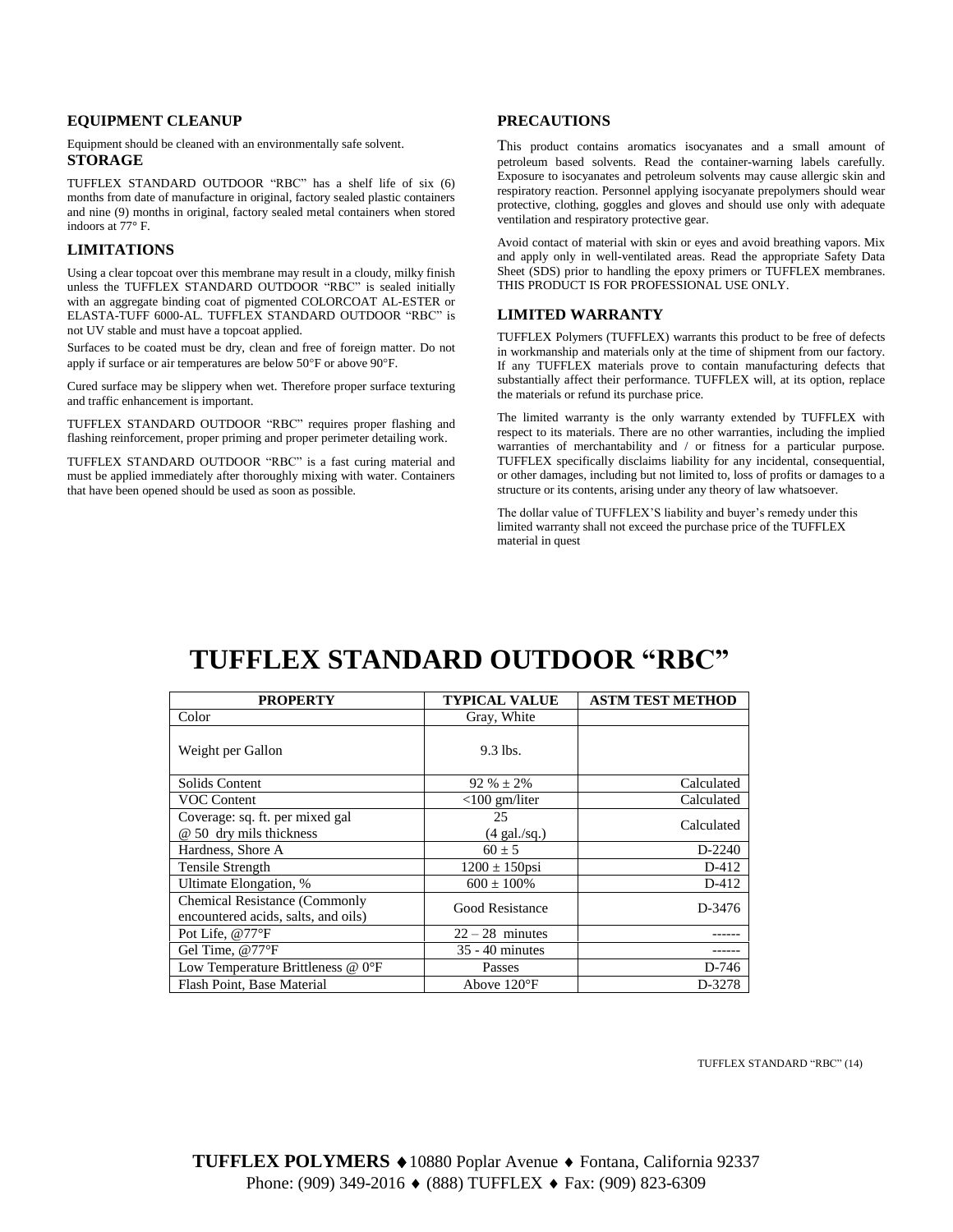## EQUIPMENT CLEANUP

Equipment should be cleaned with an environmentally safe solvent.

## STORAGE

TUFFLEX STANDARD OUTDOOR "RBC" has a shelf life of six (6) months from date of manufacture in original, factory sealed plastic containers and nine (9) months in original, factory sealed metal containers when stored indoors at 77° F.

## LIMITATIONS

Using a clear topcoat over this membrane may result in a cloudy, milky finish unless the TUFFLEX STANDARD OUTDOOR "RBC" is sealed initially with an aggregate binding coat of pigmented COLORCOAT AL-ESTER or ELASTA-TUFF 6000-AL. TUFFLEX STANDARD OUTDOOR "RBC" is not UV stable and must have a topcoat applied.

Surfaces to be coated must be dry, clean and free of foreign matter. Do not apply if surface or air temperatures are below 50°F or above 90°F.

Cured surface may be slippery when wet. Therefore proper surface texturing and traffic enhancement is important.

TUFFLEX STANDARD OUTDOOR "RBC" requires proper flashing and flashing reinforcement, proper priming and proper perimeter detailing work.

TUFFLEX STANDARD OUTDOOR "RBC" is a fast curing material and must be applied immediately after thoroughly mixing with water. Containers that have been opened should be used as soon as possible.

## PRECAUTIONS

This product contains aromatics isocyanates and a small amount of petroleum based solvents. Read the container-warning labels carefully. Exposure to isocyanates and petroleum solvents may cause allergic skin and respiratory reaction. Personnel applying isocyanate prepolymers should wear protective, clothing, goggles and gloves and should use only with adequate ventilation and respiratory protective gear.

Avoid contact of material with skin or eyes and avoid breathing vapors. Mix and apply only in well-ventilated areas. Read the appropriate Safety Data Sheet (SDS) prior to handling the epoxy primers or TUFFLEX membranes. THIS PRODUCT IS FOR PROFESSIONAL USE ONLY.

## LIMITED WARRANTY

TUFFLEX Polymers (TUFFLEX) warrants this product to be free of defects in workmanship and materials only at the time of shipment from our factory. If any TUFFLEX materials prove to contain manufacturing defects that substantially affect their performance. TUFFLEX will, at its option, replace the materials or refund its purchase price.

The limited warranty is the only warranty extended by TUFFLEX with respect to its materials. There are no other warranties, including the implied warranties of merchantability and / or fitness for a particular purpose. TUFFLEX specifically disclaims liability for any incidental, consequential, or other damages, including but not limited to, loss of profits or damages to a structure or its contents, arising under any theory of law whatsoever.

The dollar value of TUFFLEX'S liability and buyer's remedy under this limited warranty shall not exceed the purchase price of the TUFFLEX material in quest

# TUFFLEX STANDARD OUTDOOR "RBC"

| PROPERTY | TYPICAL VALUE | ASTM TEST METHOD |
|---|---|---|
| Color | Gray, White | |
| Weight per Gallon | 9.3 lbs. | |
| Solids Content | 92 % ± 2% | Calculated |
| VOC Content | <100 gm/liter | Calculated |
| Coverage: sq. ft. per mixed gal @ 50 dry mils thickness | 25 (4 gal./sq.) | Calculated |
| Hardness, Shore A | 60 ± 5 | D-2240 |
| Tensile Strength | 1200 ± 150psi | D-412 |
| Ultimate Elongation, % | 600 ± 100% | D-412 |
| Chemical Resistance (Commonly encountered acids, salts, and oils) | Good Resistance | D-3476 |
| Pot Life, @77°F | 22 – 28 minutes | ------ |
| Gel Time, @77°F | 35 - 40 minutes | ------ |
| Low Temperature Brittleness @ 0°F | Passes | D-746 |
| Flash Point, Base Material | Above 120°F | D-3278 |

TUFFLEX STANDARD "RBC" (14)

**TUFFLEX POLYMERS** ♦ 10880 Poplar Avenue ♦ Fontana, California 92337
Phone: (909) 349-2016 ♦ (888) TUFFLEX ♦ Fax: (909) 823-6309